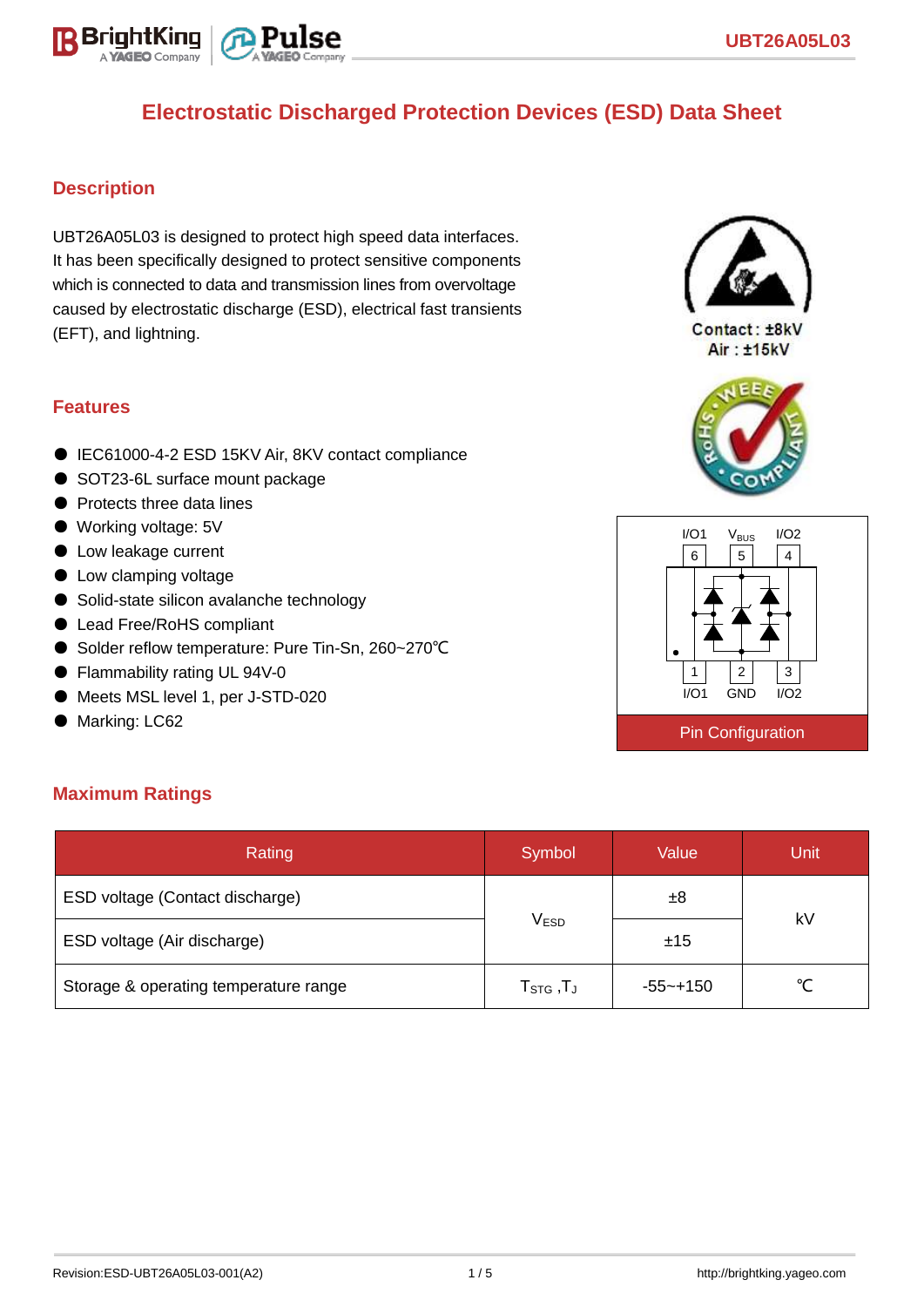# Electrostatic Discharged Protection Devices (ESD) Data Sheet

## Description

UBT26A05L03 is designed to protect high speed data interfaces. It has been specifically designed to protect sensitive components which is connected to data and transmission lines from overvoltage caused by electrostatic discharge (ESD), electrical fast transients (EFT), and lightning.

Contact : ±8kV
Air : ±15kV

## Features

- IEC61000-4-2 ESD 15KV Air, 8KV contact compliance
- SOT23-6L surface mount package
- Protects three data lines
- Working voltage: 5V
- Low leakage current
- Low clamping voltage
- Solid-state silicon avalanche technology
- Lead Free/RoHS compliant
- Solder reflow temperature: Pure Tin-Sn, 260~270℃
- Flammability rating UL 94V-0
- Meets MSL level 1, per J-STD-020
- Marking: LC62

I/O1 6, $V_{BUS}$ 5, I/O2 4

1 I/O1, 2 GND, 3 I/O2

Pin Configuration

## Maximum Ratings

| Rating | Symbol | Value | Unit |
|---|---|---|---|
| ESD voltage (Contact discharge) | $V_{ESD}$ | ±8 | kV |
| ESD voltage (Air discharge) | | ±15 | |
| Storage & operating temperature range | $T_{STG}$ ,$T_J$ | -55~+150 | ℃ |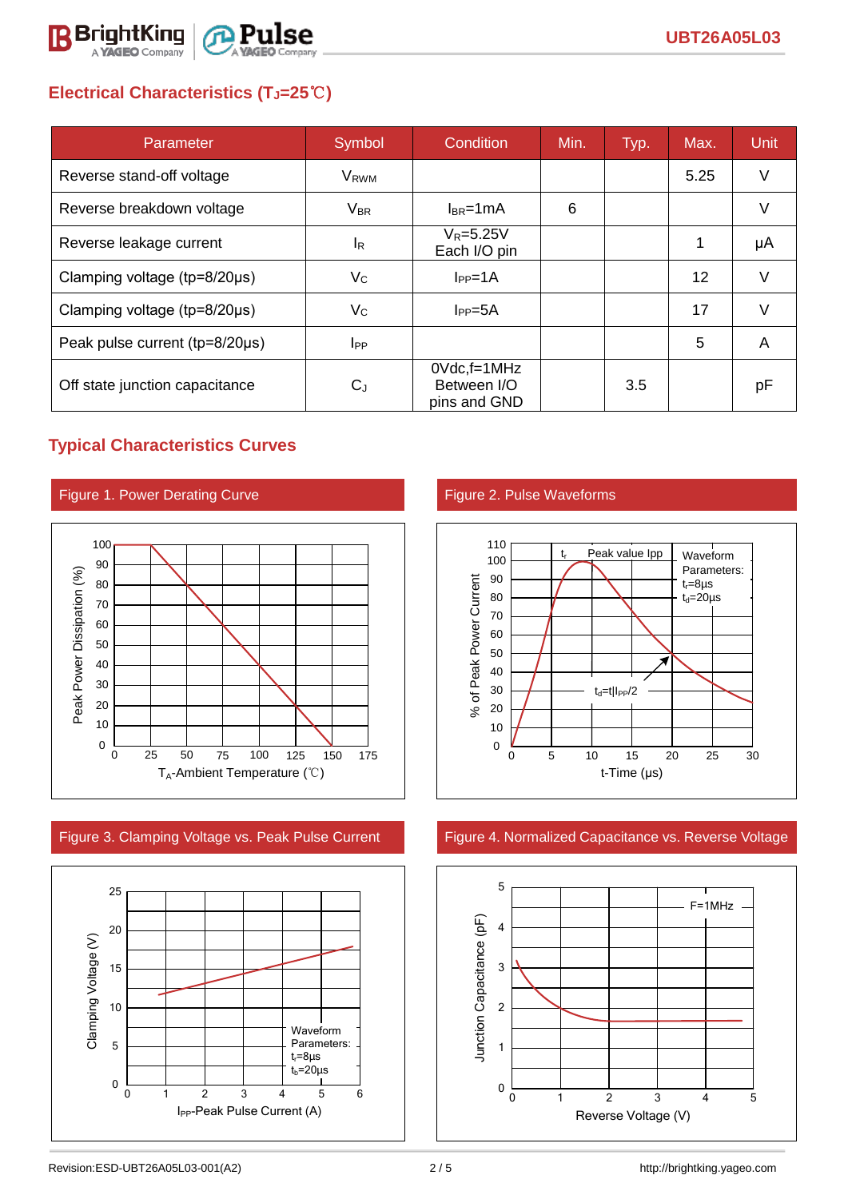## Electrical Characteristics ($T_J$=25℃)

| Parameter | Symbol | Condition | Min. | Typ. | Max. | Unit |
|---|---|---|---|---|---|---|
| Reverse stand-off voltage | $V_{RWM}$ | | | | 5.25 | V |
| Reverse breakdown voltage | $V_{BR}$ | $I_{BR}$=1mA | 6 | | | V |
| Reverse leakage current | $I_R$ | $V_R$=5.25V Each I/O pin | | | 1 | μA |
| Clamping voltage (tp=8/20μs) | $V_C$ | $I_{PP}$=1A | | | 12 | V |
| Clamping voltage (tp=8/20μs) | $V_C$ | $I_{PP}$=5A | | | 17 | V |
| Peak pulse current (tp=8/20μs) | $I_{PP}$ | | | | 5 | A |
| Off state junction capacitance | $C_J$ | 0Vdc,f=1MHz Between I/O pins and GND | | 3.5 | | pF |

## Typical Characteristics Curves

Figure 1. Power Derating Curve

Figure 2. Pulse Waveforms

Figure 3. Clamping Voltage vs. Peak Pulse Current

Figure 4. Normalized Capacitance vs. Reverse Voltage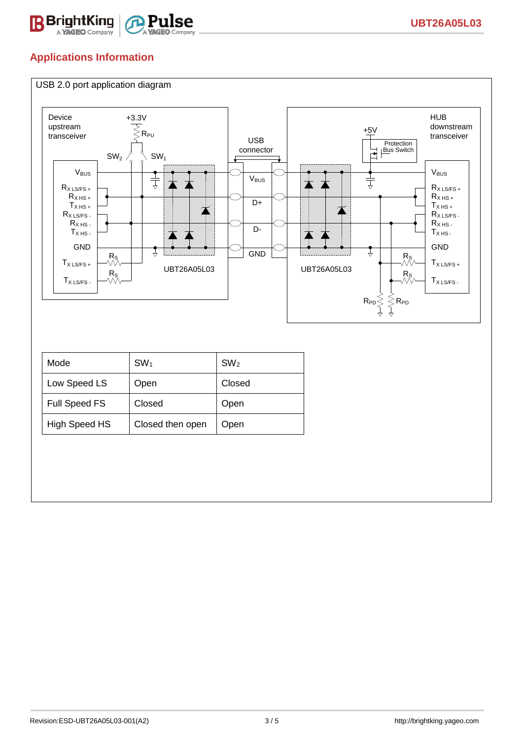## Applications Information

USB 2.0 port application diagram

| Mode | $SW_1$ | $SW_2$ |
|---|---|---|
| Low Speed LS | Open | Closed |
| Full Speed FS | Closed | Open |
| High Speed HS | Closed then open | Open |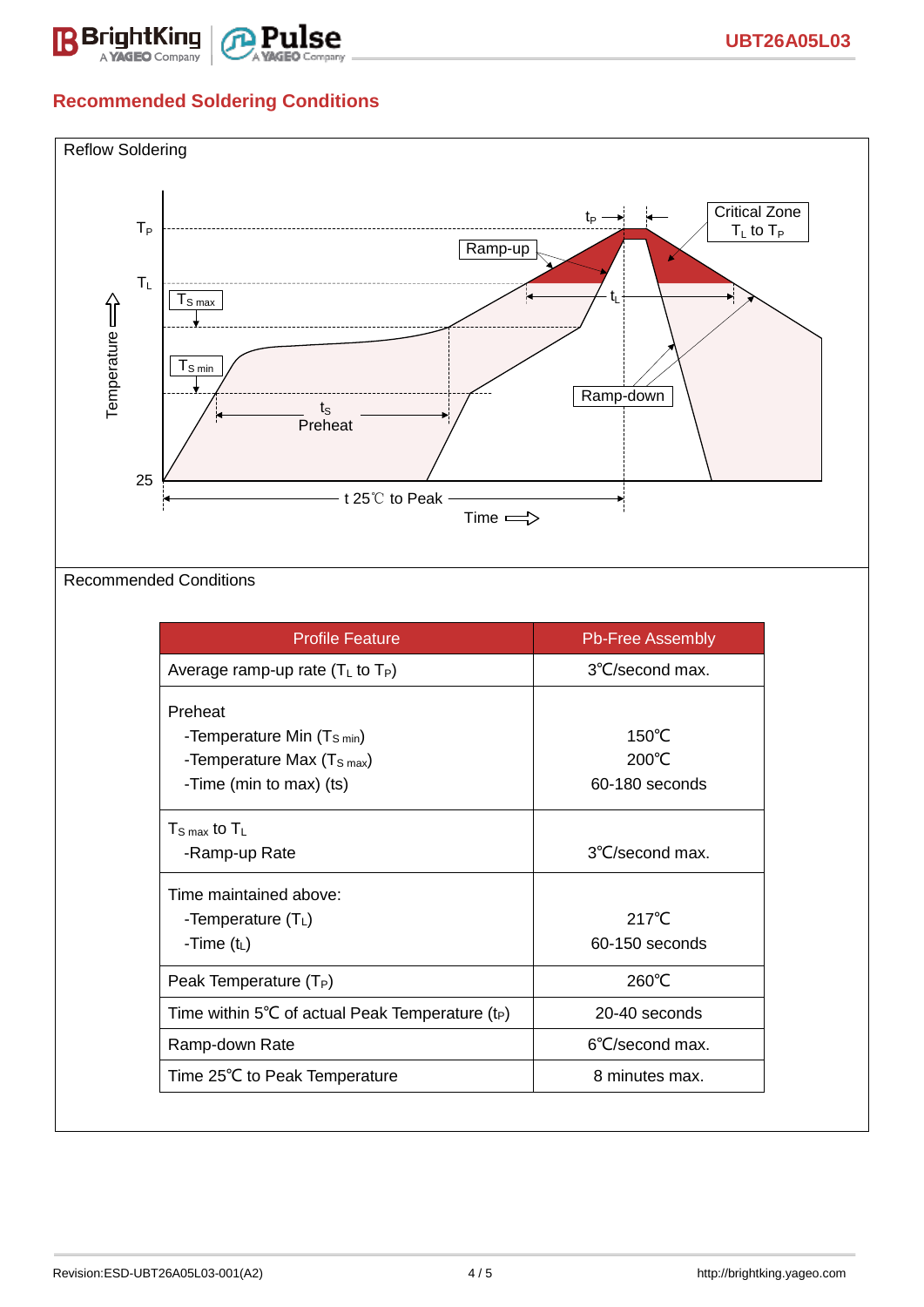## Recommended Soldering Conditions

Reflow Soldering

Recommended Conditions

| Profile Feature | Pb-Free Assembly |
|---|---|
| Average ramp-up rate ($T_L$ to $T_P$) | 3℃/second max. |
| Preheat<br>-Temperature Min ($T_{S\,min}$)<br>-Temperature Max ($T_{S\,max}$)<br>-Time (min to max) (ts) | <br>150℃<br>200℃<br>60-180 seconds |
| $T_{S\,max}$ to $T_L$<br>-Ramp-up Rate | <br>3℃/second max. |
| Time maintained above:<br>-Temperature ($T_L$)<br>-Time ($t_L$) | <br>217℃<br>60-150 seconds |
| Peak Temperature ($T_P$) | 260℃ |
| Time within 5℃ of actual Peak Temperature ($t_P$) | 20-40 seconds |
| Ramp-down Rate | 6℃/second max. |
| Time 25℃ to Peak Temperature | 8 minutes max. |

Revision:ESD-UBT26A05L03-001(A2) http://brightking.yageo.com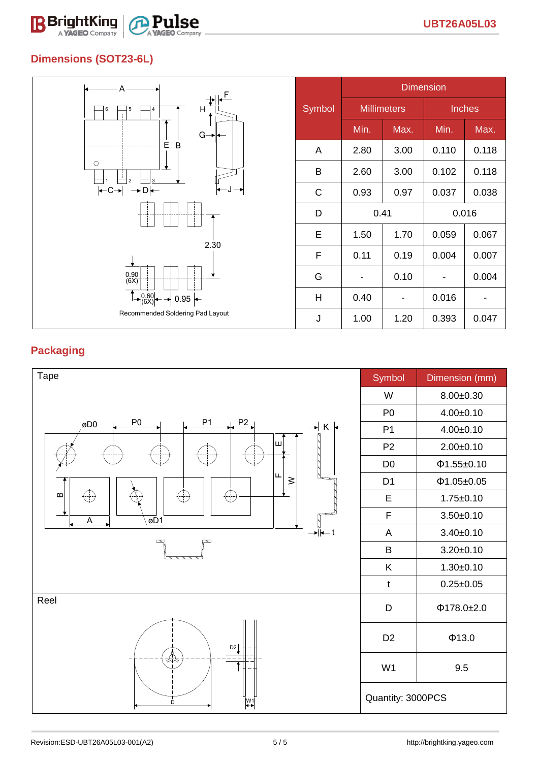## Dimensions (SOT23-6L)

A
F
H
6
5
4
E B
G
1
2
3
C
D
J
2.30
0.90 (6X)
0.60 (6X)
0.95
Recommended Soldering Pad Layout

| Symbol | Dimension | | | |
|---|---|---|---|---|
| | Millimeters | | Inches | |
| | Min. | Max. | Min. | Max. |
| A | 2.80 | 3.00 | 0.110 | 0.118 |
| B | 2.60 | 3.00 | 0.102 | 0.118 |
| C | 0.93 | 0.97 | 0.037 | 0.038 |
| D | 0.41 | | 0.016 | |
| E | 1.50 | 1.70 | 0.059 | 0.067 |
| F | 0.11 | 0.19 | 0.004 | 0.007 |
| G | - | 0.10 | - | 0.004 |
| H | 0.40 | - | 0.016 | - |
| J | 1.00 | 1.20 | 0.393 | 0.047 |

## Packaging

Tape

øD0
P0
P1
P2
K
E
F
W
B
A
øD1
t

Reel

D2
D
W1

| Symbol | Dimension (mm) |
|---|---|
| W | 8.00±0.30 |
| P0 | 4.00±0.10 |
| P1 | 4.00±0.10 |
| P2 | 2.00±0.10 |
| D0 | Φ1.55±0.10 |
| D1 | Φ1.05±0.05 |
| E | 1.75±0.10 |
| F | 3.50±0.10 |
| A | 3.40±0.10 |
| B | 3.20±0.10 |
| K | 1.30±0.10 |
| t | 0.25±0.05 |
| D | Φ178.0±2.0 |
| D2 | Φ13.0 |
| W1 | 9.5 |
| Quantity: 3000PCS | |

Revision:ESD-UBT26A05L03-001(A2)

http://brightking.yageo.com